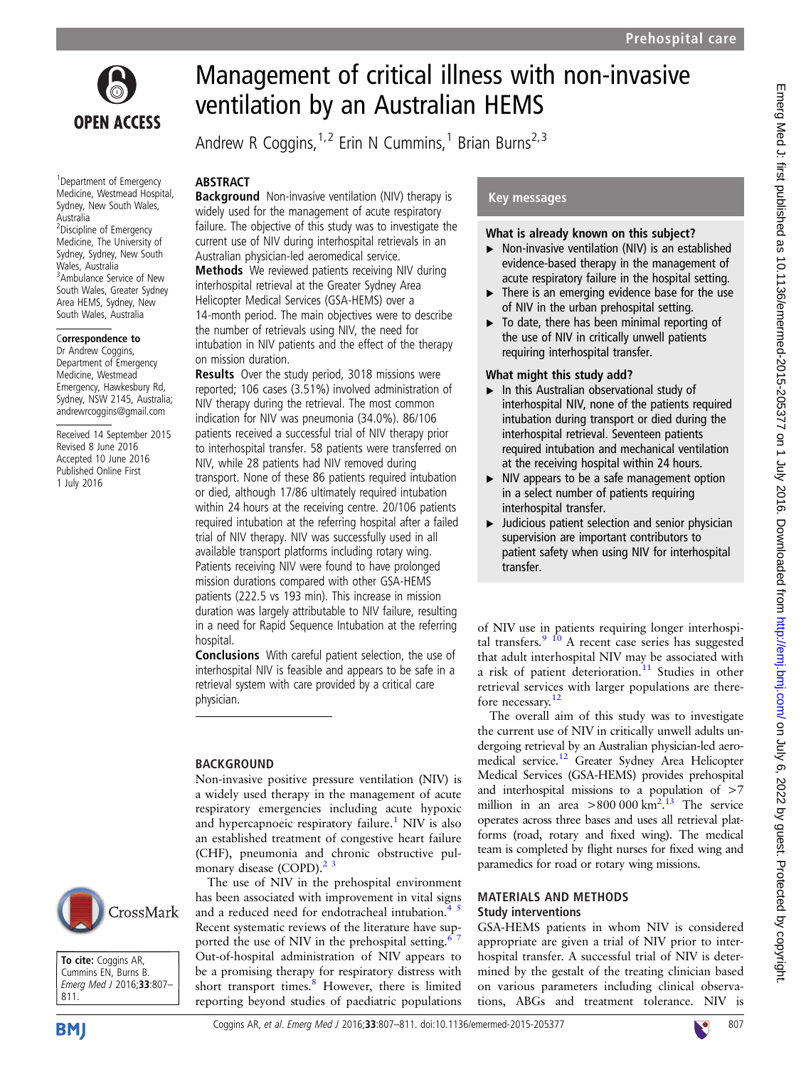# Management of critical illness with non-invasive ventilation by an Australian HEMS

Andrew R Coggins,[1,2] Erin N Cummins,[1] Brian Burns[2,3]

[1]Department of Emergency Medicine, Westmead Hospital, Sydney, New South Wales, Australia
[2]Discipline of Emergency Medicine, The University of Sydney, Sydney, New South Wales, Australia
[3]Ambulance Service of New South Wales, Greater Sydney Area HEMS, Sydney, New South Wales, Australia

**Correspondence to**
Dr Andrew Coggins, Department of Emergency Medicine, Westmead Emergency, Hawkesbury Rd, Sydney, NSW 2145, Australia; andrewrcoggins@gmail.com

Received 14 September 2015
Revised 8 June 2016
Accepted 10 June 2016
Published Online First 1 July 2016

**To cite:** Coggins AR, Cummins EN, Burns B. *Emerg Med J* 2016;**33**:807–811.

## ABSTRACT

**Background** Non-invasive ventilation (NIV) therapy is widely used for the management of acute respiratory failure. The objective of this study was to investigate the current use of NIV during interhospital retrievals in an Australian physician-led aeromedical service.

**Methods** We reviewed patients receiving NIV during interhospital retrieval at the Greater Sydney Area Helicopter Medical Services (GSA-HEMS) over a 14-month period. The main objectives were to describe the number of retrievals using NIV, the need for intubation in NIV patients and the effect of the therapy on mission duration.

**Results** Over the study period, 3018 missions were reported; 106 cases (3.51%) involved administration of NIV therapy during the retrieval. The most common indication for NIV was pneumonia (34.0%). 86/106 patients received a successful trial of NIV therapy prior to interhospital transfer. 58 patients were transferred on NIV, while 28 patients had NIV removed during transport. None of these 86 patients required intubation or died, although 17/86 ultimately required intubation within 24 hours at the receiving centre. 20/106 patients required intubation at the referring hospital after a failed trial of NIV therapy. NIV was successfully used in all available transport platforms including rotary wing. Patients receiving NIV were found to have prolonged mission durations compared with other GSA-HEMS patients (222.5 vs 193 min). This increase in mission duration was largely attributable to NIV failure, resulting in a need for Rapid Sequence Intubation at the referring hospital.

**Conclusions** With careful patient selection, the use of interhospital NIV is feasible and appears to be safe in a retrieval system with care provided by a critical care physician.

## Key messages

### What is already known on this subject?

- Non-invasive ventilation (NIV) is an established evidence-based therapy in the management of acute respiratory failure in the hospital setting.
- There is an emerging evidence base for the use of NIV in the urban prehospital setting.
- To date, there has been minimal reporting of the use of NIV in critically unwell patients requiring interhospital transfer.

### What might this study add?

- In this Australian observational study of interhospital NIV, none of the patients required intubation during transport or died during the interhospital retrieval. Seventeen patients required intubation and mechanical ventilation at the receiving hospital within 24 hours.
- NIV appears to be a safe management option in a select number of patients requiring interhospital transfer.
- Judicious patient selection and senior physician supervision are important contributors to patient safety when using NIV for interhospital transfer.

## BACKGROUND

Non-invasive positive pressure ventilation (NIV) is a widely used therapy in the management of acute respiratory emergencies including acute hypoxic and hypercapnoeic respiratory failure.[1] NIV is also an established treatment of congestive heart failure (CHF), pneumonia and chronic obstructive pulmonary disease (COPD).[2,3]

The use of NIV in the prehospital environment has been associated with improvement in vital signs and a reduced need for endotracheal intubation.[4,5] Recent systematic reviews of the literature have supported the use of NIV in the prehospital setting.[6,7] Out-of-hospital administration of NIV appears to be a promising therapy for respiratory distress with short transport times.[8] However, there is limited reporting beyond studies of paediatric populations of NIV use in patients requiring longer interhospital transfers.[9,10] A recent case series has suggested that adult interhospital NIV may be associated with a risk of patient deterioration.[11] Studies in other retrieval services with larger populations are therefore necessary.[12]

The overall aim of this study was to investigate the current use of NIV in critically unwell adults undergoing retrieval by an Australian physician-led aeromedical service.[12] Greater Sydney Area Helicopter Medical Services (GSA-HEMS) provides prehospital and interhospital missions to a population of >7 million in an area >800 000 km$^2$.[13] The service operates across three bases and uses all retrieval platforms (road, rotary and fixed wing). The medical team is completed by flight nurses for fixed wing and paramedics for road or rotary wing missions.

## MATERIALS AND METHODS

### Study interventions

GSA-HEMS patients in whom NIV is considered appropriate are given a trial of NIV prior to interhospital transfer. A successful trial of NIV is determined by the gestalt of the treating clinician based on various parameters including clinical observations, ABGs and treatment tolerance. NIV is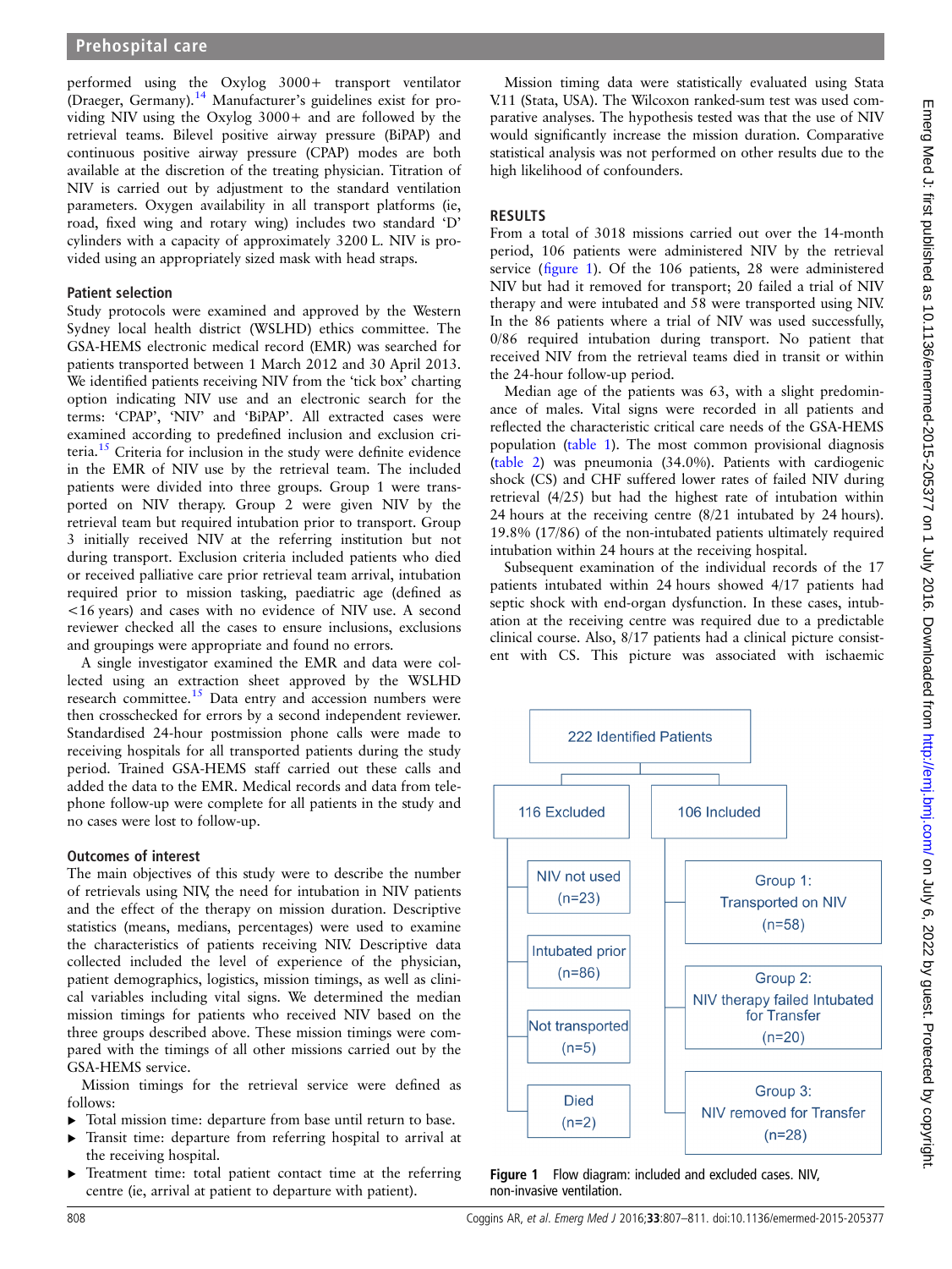performed using the Oxylog 3000+ transport ventilator (Draeger, Germany).[14] Manufacturer's guidelines exist for providing NIV using the Oxylog 3000+ and are followed by the retrieval teams. Bilevel positive airway pressure (BiPAP) and continuous positive airway pressure (CPAP) modes are both available at the discretion of the treating physician. Titration of NIV is carried out by adjustment to the standard ventilation parameters. Oxygen availability in all transport platforms (ie, road, fixed wing and rotary wing) includes two standard 'D' cylinders with a capacity of approximately 3200 L. NIV is provided using an appropriately sized mask with head straps.

### Patient selection

Study protocols were examined and approved by the Western Sydney local health district (WSLHD) ethics committee. The GSA-HEMS electronic medical record (EMR) was searched for patients transported between 1 March 2012 and 30 April 2013. We identified patients receiving NIV from the 'tick box' charting option indicating NIV use and an electronic search for the terms: 'CPAP', 'NIV' and 'BiPAP'. All extracted cases were examined according to predefined inclusion and exclusion criteria.[15] Criteria for inclusion in the study were definite evidence in the EMR of NIV use by the retrieval team. The included patients were divided into three groups. Group 1 were transported on NIV therapy. Group 2 were given NIV by the retrieval team but required intubation prior to transport. Group 3 initially received NIV at the referring institution but not during transport. Exclusion criteria included patients who died or received palliative care prior retrieval team arrival, intubation required prior to mission tasking, paediatric age (defined as <16 years) and cases with no evidence of NIV use. A second reviewer checked all the cases to ensure inclusions, exclusions and groupings were appropriate and found no errors.

A single investigator examined the EMR and data were collected using an extraction sheet approved by the WSLHD research committee.[15] Data entry and accession numbers were then crosschecked for errors by a second independent reviewer. Standardised 24-hour postmission phone calls were made to receiving hospitals for all transported patients during the study period. Trained GSA-HEMS staff carried out these calls and added the data to the EMR. Medical records and data from telephone follow-up were complete for all patients in the study and no cases were lost to follow-up.

### Outcomes of interest

The main objectives of this study were to describe the number of retrievals using NIV, the need for intubation in NIV patients and the effect of the therapy on mission duration. Descriptive statistics (means, medians, percentages) were used to examine the characteristics of patients receiving NIV. Descriptive data collected included the level of experience of the physician, patient demographics, logistics, mission timings, as well as clinical variables including vital signs. We determined the median mission timings for patients who received NIV based on the three groups described above. These mission timings were compared with the timings of all other missions carried out by the GSA-HEMS service.

Mission timings for the retrieval service were defined as follows:

- Total mission time: departure from base until return to base.
- Transit time: departure from referring hospital to arrival at the receiving hospital.
- Treatment time: total patient contact time at the referring centre (ie, arrival at patient to departure with patient).

Mission timing data were statistically evaluated using Stata V.11 (Stata, USA). The Wilcoxon ranked-sum test was used comparative analyses. The hypothesis tested was that the use of NIV would significantly increase the mission duration. Comparative statistical analysis was not performed on other results due to the high likelihood of confounders.

## RESULTS

From a total of 3018 missions carried out over the 14-month period, 106 patients were administered NIV by the retrieval service (figure 1). Of the 106 patients, 28 were administered NIV but had it removed for transport; 20 failed a trial of NIV therapy and were intubated and 58 were transported using NIV. In the 86 patients where a trial of NIV was used successfully, 0/86 required intubation during transport. No patient that received NIV from the retrieval teams died in transit or within the 24-hour follow-up period.

Median age of the patients was 63, with a slight predominance of males. Vital signs were recorded in all patients and reflected the characteristic critical care needs of the GSA-HEMS population (table 1). The most common provisional diagnosis (table 2) was pneumonia (34.0%). Patients with cardiogenic shock (CS) and CHF suffered lower rates of failed NIV during retrieval (4/25) but had the highest rate of intubation within 24 hours at the receiving centre (8/21 intubated by 24 hours). 19.8% (17/86) of the non-intubated patients ultimately required intubation within 24 hours at the receiving hospital.

Subsequent examination of the individual records of the 17 patients intubated within 24 hours showed 4/17 patients had septic shock with end-organ dysfunction. In these cases, intubation at the receiving centre was required due to a predictable clinical course. Also, 8/17 patients had a clinical picture consistent with CS. This picture was associated with ischaemic

222 Identified Patients

116 Excluded

NIV not used (n=23)

Intubated prior (n=86)

Not transported (n=5)

Died (n=2)

106 Included

Group 1: Transported on NIV (n=58)

Group 2: NIV therapy failed Intubated for Transfer (n=20)

Group 3: NIV removed for Transfer (n=28)

**Figure 1** Flow diagram: included and excluded cases. NIV, non-invasive ventilation.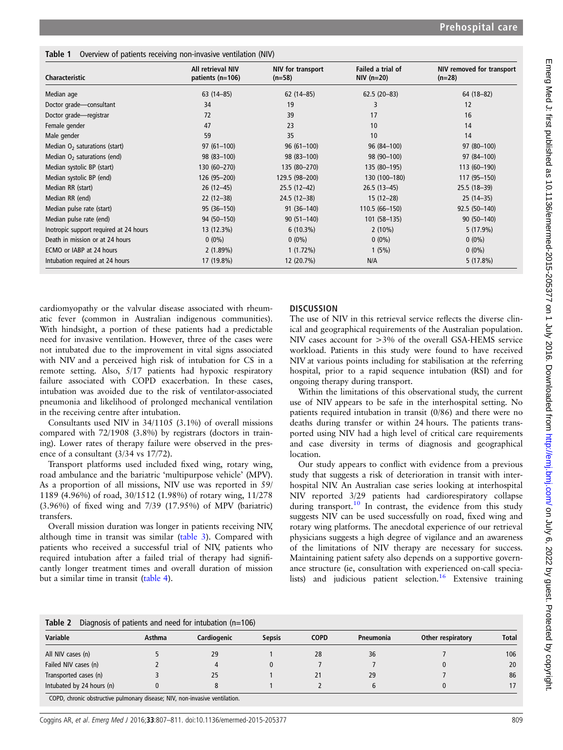Table 1 Overview of patients receiving non-invasive ventilation (NIV)

| Characteristic | All retrieval NIV patients (n=106) | NIV for transport (n=58) | Failed a trial of NIV (n=20) | NIV removed for transport (n=28) |
|---|---|---|---|---|
| Median age | 63 (14–85) | 62 (14–85) | 62.5 (20–83) | 64 (18–82) |
| Doctor grade—consultant | 34 | 19 | 3 | 12 |
| Doctor grade—registrar | 72 | 39 | 17 | 16 |
| Female gender | 47 | 23 | 10 | 14 |
| Male gender | 59 | 35 | 10 | 14 |
| Median $O_2$ saturations (start) | 97 (61–100) | 96 (61–100) | 96 (84–100) | 97 (80–100) |
| Median $O_2$ saturations (end) | 98 (83–100) | 98 (83–100) | 98 (90–100) | 97 (84–100) |
| Median systolic BP (start) | 130 (60–270) | 135 (80–270) | 135 (80–195) | 113 (60–190) |
| Median systolic BP (end) | 126 (95–200) | 129.5 (98–200) | 130 (100–180) | 117 (95–150) |
| Median RR (start) | 26 (12–45) | 25.5 (12–42) | 26.5 (13–45) | 25.5 (18–39) |
| Median RR (end) | 22 (12–38) | 24.5 (12–38) | 15 (12–28) | 25 (14–35) |
| Median pulse rate (start) | 95 (36–150) | 91 (36–140) | 110.5 (66–150) | 92.5 (50–140) |
| Median pulse rate (end) | 94 (50–150) | 90 (51–140) | 101 (58–135) | 90 (50–140) |
| Inotropic support required at 24 hours | 13 (12.3%) | 6 (10.3%) | 2 (10%) | 5 (17.9%) |
| Death in mission or at 24 hours | 0 (0%) | 0 (0%) | 0 (0%) | 0 (0%) |
| ECMO or IABP at 24 hours | 2 (1.89%) | 1 (1.72%) | 1 (5%) | 0 (0%) |
| Intubation required at 24 hours | 17 (19.8%) | 12 (20.7%) | N/A | 5 (17.8%) |

cardiomyopathy or the valvular disease associated with rheumatic fever (common in Australian indigenous communities). With hindsight, a portion of these patients had a predictable need for invasive ventilation. However, three of the cases were not intubated due to the improvement in vital signs associated with NIV and a perceived high risk of intubation for CS in a remote setting. Also, 5/17 patients had hypoxic respiratory failure associated with COPD exacerbation. In these cases, intubation was avoided due to the risk of ventilator-associated pneumonia and likelihood of prolonged mechanical ventilation in the receiving centre after intubation.

Consultants used NIV in 34/1105 (3.1%) of overall missions compared with 72/1908 (3.8%) by registrars (doctors in training). Lower rates of therapy failure were observed in the presence of a consultant (3/34 vs 17/72).

Transport platforms used included fixed wing, rotary wing, road ambulance and the bariatric 'multipurpose vehicle' (MPV). As a proportion of all missions, NIV use was reported in 59/1189 (4.96%) of road, 30/1512 (1.98%) of rotary wing, 11/278 (3.96%) of fixed wing and 7/39 (17.95%) of MPV (bariatric) transfers.

Overall mission duration was longer in patients receiving NIV, although time in transit was similar (table 3). Compared with patients who received a successful trial of NIV, patients who required intubation after a failed trial of therapy had significantly longer treatment times and overall duration of mission but a similar time in transit (table 4).

## DISCUSSION

The use of NIV in this retrieval service reflects the diverse clinical and geographical requirements of the Australian population. NIV cases account for >3% of the overall GSA-HEMS service workload. Patients in this study were found to have received NIV at various points including for stabilisation at the referring hospital, prior to a rapid sequence intubation (RSI) and for ongoing therapy during transport.

Within the limitations of this observational study, the current use of NIV appears to be safe in the interhospital setting. No patients required intubation in transit (0/86) and there were no deaths during transfer or within 24 hours. The patients transported using NIV had a high level of critical care requirements and case diversity in terms of diagnosis and geographical location.

Our study appears to conflict with evidence from a previous study that suggests a risk of deterioration in transit with interhospital NIV. An Australian case series looking at interhospital NIV reported 3/29 patients had cardiorespiratory collapse during transport.[10] In contrast, the evidence from this study suggests NIV can be used successfully on road, fixed wing and rotary wing platforms. The anecdotal experience of our retrieval physicians suggests a high degree of vigilance and an awareness of the limitations of NIV therapy are necessary for success. Maintaining patient safety also depends on a supportive governance structure (ie, consultation with experienced on-call specialists) and judicious patient selection.[16] Extensive training

Table 2 Diagnosis of patients and need for intubation (n=106)

| Variable | Asthma | Cardiogenic | Sepsis | COPD | Pneumonia | Other respiratory | Total |
|---|---|---|---|---|---|---|---|
| All NIV cases (n) | 5 | 29 | 1 | 28 | 36 | 7 | 106 |
| Failed NIV cases (n) | 2 | 4 | 0 | 7 | 7 | 0 | 20 |
| Transported cases (n) | 3 | 25 | 1 | 21 | 29 | 7 | 86 |
| Intubated by 24 hours (n) | 0 | 8 | 1 | 2 | 6 | 0 | 17 |

COPD, chronic obstructive pulmonary disease; NIV, non-invasive ventilation.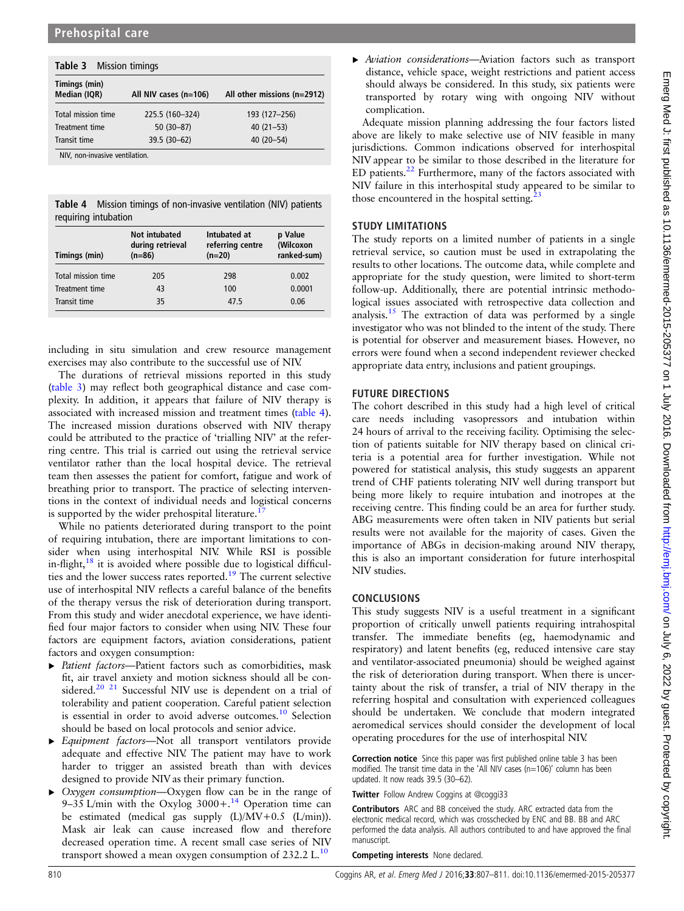**Table 3** Mission timings

| Timings (min) Median (IQR) | All NIV cases (n=106) | All other missions (n=2912) |
|---|---|---|
| Total mission time | 225.5 (160–324) | 193 (127–256) |
| Treatment time | 50 (30–87) | 40 (21–53) |
| Transit time | 39.5 (30–62) | 40 (20–54) |

NIV, non-invasive ventilation.

**Table 4** Mission timings of non-invasive ventilation (NIV) patients requiring intubation

| Timings (min) | Not intubated during retrieval (n=86) | Intubated at referring centre (n=20) | p Value (Wilcoxon ranked-sum) |
|---|---|---|---|
| Total mission time | 205 | 298 | 0.002 |
| Treatment time | 43 | 100 | 0.0001 |
| Transit time | 35 | 47.5 | 0.06 |

including in situ simulation and crew resource management exercises may also contribute to the successful use of NIV.

The durations of retrieval missions reported in this study (table 3) may reflect both geographical distance and case complexity. In addition, it appears that failure of NIV therapy is associated with increased mission and treatment times (table 4). The increased mission durations observed with NIV therapy could be attributed to the practice of 'trialling NIV' at the referring centre. This trial is carried out using the retrieval service ventilator rather than the local hospital device. The retrieval team then assesses the patient for comfort, fatigue and work of breathing prior to transport. The practice of selecting interventions in the context of individual needs and logistical concerns is supported by the wider prehospital literature.[17]

While no patients deteriorated during transport to the point of requiring intubation, there are important limitations to consider when using interhospital NIV. While RSI is possible in-flight,[18] it is avoided where possible due to logistical difficulties and the lower success rates reported.[19] The current selective use of interhospital NIV reflects a careful balance of the benefits of the therapy versus the risk of deterioration during transport. From this study and wider anecdotal experience, we have identified four major factors to consider when using NIV. These four factors are equipment factors, aviation considerations, patient factors and oxygen consumption:

- *Patient factors*—Patient factors such as comorbidities, mask fit, air travel anxiety and motion sickness should all be considered.[20 21] Successful NIV use is dependent on a trial of tolerability and patient cooperation. Careful patient selection is essential in order to avoid adverse outcomes.[10] Selection should be based on local protocols and senior advice.
- *Equipment factors*—Not all transport ventilators provide adequate and effective NIV. The patient may have to work harder to trigger an assisted breath than with devices designed to provide NIV as their primary function.
- *Oxygen consumption*—Oxygen flow can be in the range of 9–35 L/min with the Oxylog 3000+.[14] Operation time can be estimated (medical gas supply (L)/MV+0.5 (L/min)). Mask air leak can cause increased flow and therefore decreased operation time. A recent small case series of NIV transport showed a mean oxygen consumption of 232.2 L.[10]
- *Aviation considerations*—Aviation factors such as transport distance, vehicle space, weight restrictions and patient access should always be considered. In this study, six patients were transported by rotary wing with ongoing NIV without complication.

Adequate mission planning addressing the four factors listed above are likely to make selective use of NIV feasible in many jurisdictions. Common indications observed for interhospital NIV appear to be similar to those described in the literature for ED patients.[22] Furthermore, many of the factors associated with NIV failure in this interhospital study appeared to be similar to those encountered in the hospital setting.[23]

## STUDY LIMITATIONS

The study reports on a limited number of patients in a single retrieval service, so caution must be used in extrapolating the results to other locations. The outcome data, while complete and appropriate for the study question, were limited to short-term follow-up. Additionally, there are potential intrinsic methodological issues associated with retrospective data collection and analysis.[15] The extraction of data was performed by a single investigator who was not blinded to the intent of the study. There is potential for observer and measurement biases. However, no errors were found when a second independent reviewer checked appropriate data entry, inclusions and patient groupings.

## FUTURE DIRECTIONS

The cohort described in this study had a high level of critical care needs including vasopressors and intubation within 24 hours of arrival to the receiving facility. Optimising the selection of patients suitable for NIV therapy based on clinical criteria is a potential area for further investigation. While not powered for statistical analysis, this study suggests an apparent trend of CHF patients tolerating NIV well during transport but being more likely to require intubation and inotropes at the receiving centre. This finding could be an area for further study. ABG measurements were often taken in NIV patients but serial results were not available for the majority of cases. Given the importance of ABGs in decision-making around NIV therapy, this is also an important consideration for future interhospital NIV studies.

## CONCLUSIONS

This study suggests NIV is a useful treatment in a significant proportion of critically unwell patients requiring intrahospital transfer. The immediate benefits (eg, haemodynamic and respiratory) and latent benefits (eg, reduced intensive care stay and ventilator-associated pneumonia) should be weighed against the risk of deterioration during transport. When there is uncertainty about the risk of transfer, a trial of NIV therapy in the referring hospital and consultation with experienced colleagues should be undertaken. We conclude that modern integrated aeromedical services should consider the development of local operating procedures for the use of interhospital NIV.

**Correction notice** Since this paper was first published online table 3 has been modified. The transit time data in the 'All NIV cases (n=106)' column has been updated. It now reads 39.5 (30–62).

**Twitter** Follow Andrew Coggins at @coggi33

**Contributors** ARC and BB conceived the study. ARC extracted data from the electronic medical record, which was crosschecked by ENC and BB. BB and ARC performed the data analysis. All authors contributed to and have approved the final manuscript.

**Competing interests** None declared.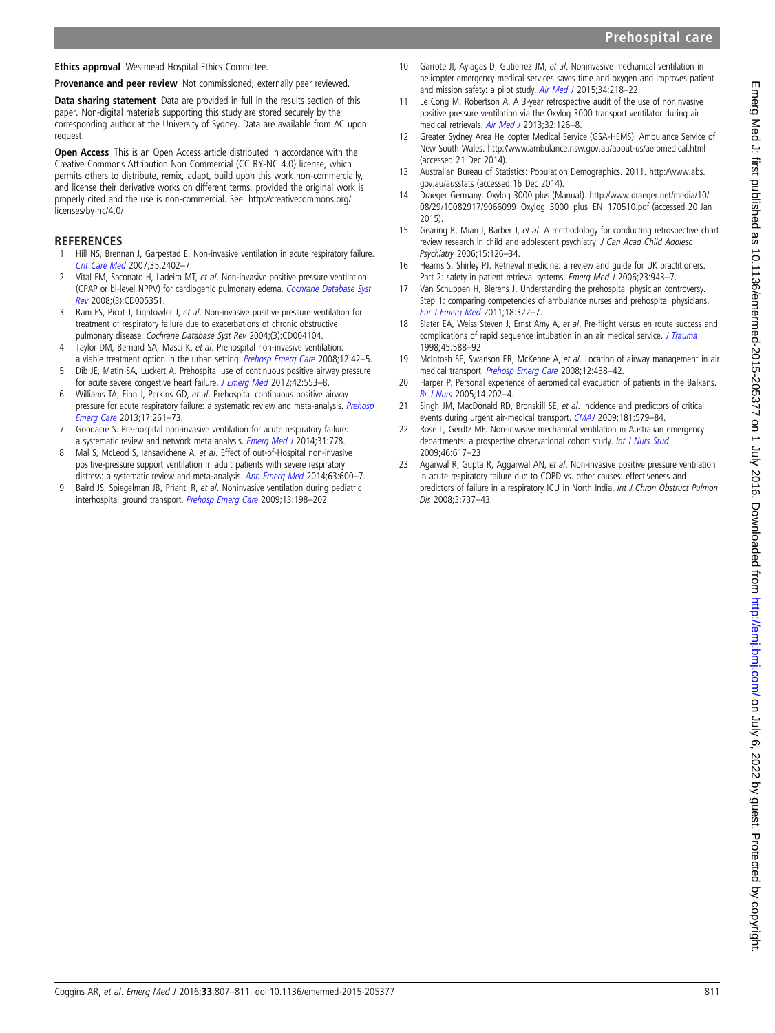**Ethics approval** Westmead Hospital Ethics Committee.

**Provenance and peer review** Not commissioned; externally peer reviewed.

**Data sharing statement** Data are provided in full in the results section of this paper. Non-digital materials supporting this study are stored securely by the corresponding author at the University of Sydney. Data are available from AC upon request.

**Open Access** This is an Open Access article distributed in accordance with the Creative Commons Attribution Non Commercial (CC BY-NC 4.0) license, which permits others to distribute, remix, adapt, build upon this work non-commercially, and license their derivative works on different terms, provided the original work is properly cited and the use is non-commercial. See: http://creativecommons.org/licenses/by-nc/4.0/

## REFERENCES

1. Hill NS, Brennan J, Garpestad E. Non-invasive ventilation in acute respiratory failure. *Crit Care Med* 2007;35:2402–7.
2. Vital FM, Saconato H, Ladeira MT, *et al*. Non-invasive positive pressure ventilation (CPAP or bi-level NPPV) for cardiogenic pulmonary edema. *Cochrane Database Syst Rev* 2008;(3):CD005351.
3. Ram FS, Picot J, Lightowler J, *et al*. Non-invasive positive pressure ventilation for treatment of respiratory failure due to exacerbations of chronic obstructive pulmonary disease. *Cochrane Database Syst Rev* 2004;(3):CD004104.
4. Taylor DM, Bernard SA, Masci K, *et al*. Prehospital non-invasive ventilation: a viable treatment option in the urban setting. *Prehosp Emerg Care* 2008;12:42–5.
5. Dib JE, Matin SA, Luckert A. Prehospital use of continuous positive airway pressure for acute severe congestive heart failure. *J Emerg Med* 2012;42:553–8.
6. Williams TA, Finn J, Perkins GD, *et al*. Prehospital continuous positive airway pressure for acute respiratory failure: a systematic review and meta-analysis. *Prehosp Emerg Care* 2013;17:261–73.
7. Goodacre S. Pre-hospital non-invasive ventilation for acute respiratory failure: a systematic review and network meta analysis. *Emerg Med J* 2014;31:778.
8. Mal S, McLeod S, Iansavichene A, *et al*. Effect of out-of-Hospital non-invasive positive-pressure support ventilation in adult patients with severe respiratory distress: a systematic review and meta-analysis. *Ann Emerg Med* 2014;63:600–7.
9. Baird JS, Spiegelman JB, Prianti R, *et al*. Noninvasive ventilation during pediatric interhospital ground transport. *Prehosp Emerg Care* 2009;13:198–202.
10. Garrote JI, Aylagas D, Gutierrez JM, *et al*. Noninvasive mechanical ventilation in helicopter emergency medical services saves time and oxygen and improves patient and mission safety: a pilot study. *Air Med J* 2015;34:218–22.
11. Le Cong M, Robertson A. A 3-year retrospective audit of the use of noninvasive positive pressure ventilation via the Oxylog 3000 transport ventilator during air medical retrievals. *Air Med J* 2013;32:126–8.
12. Greater Sydney Area Helicopter Medical Service (GSA-HEMS). Ambulance Service of New South Wales. http://www.ambulance.nsw.gov.au/about-us/aeromedical.html (accessed 21 Dec 2014).
13. Australian Bureau of Statistics: Population Demographics. 2011. http://www.abs.gov.au/ausstats (accessed 16 Dec 2014).
14. Draeger Germany. Oxylog 3000 plus (Manual). http://www.draeger.net/media/10/08/29/10082917/9066099_Oxylog_3000_plus_EN_170510.pdf (accessed 20 Jan 2015).
15. Gearing R, Mian I, Barber J, *et al*. A methodology for conducting retrospective chart review research in child and adolescent psychiatry. *J Can Acad Child Adolesc Psychiatry* 2006;15:126–34.
16. Hearns S, Shirley PJ. Retrieval medicine: a review and guide for UK practitioners. Part 2: safety in patient retrieval systems. *Emerg Med J* 2006;23:943–7.
17. Van Schuppen H, Bierens J. Understanding the prehospital physician controversy. Step 1: comparing competencies of ambulance nurses and prehospital physicians. *Eur J Emerg Med* 2011;18:322–7.
18. Slater EA, Weiss Steven J, Ernst Amy A, *et al*. Pre-flight versus en route success and complications of rapid sequence intubation in an air medical service. *J Trauma* 1998;45:588–92.
19. McIntosh SE, Swanson ER, McKeone A, *et al*. Location of airway management in air medical transport. *Prehosp Emerg Care* 2008;12:438–42.
20. Harper P. Personal experience of aeromedical evacuation of patients in the Balkans. *Br J Nurs* 2005;14:202–4.
21. Singh JM, MacDonald RD, Bronskill SE, *et al*. Incidence and predictors of critical events during urgent air-medical transport. *CMAJ* 2009;181:579–84.
22. Rose L, Gerdtz MF. Non-invasive mechanical ventilation in Australian emergency departments: a prospective observational cohort study. *Int J Nurs Stud* 2009;46:617–23.
23. Agarwal R, Gupta R, Aggarwal AN, *et al*. Non-invasive positive pressure ventilation in acute respiratory failure due to COPD vs. other causes: effectiveness and predictors of failure in a respiratory ICU in North India. *Int J Chron Obstruct Pulmon Dis* 2008;3:737–43.